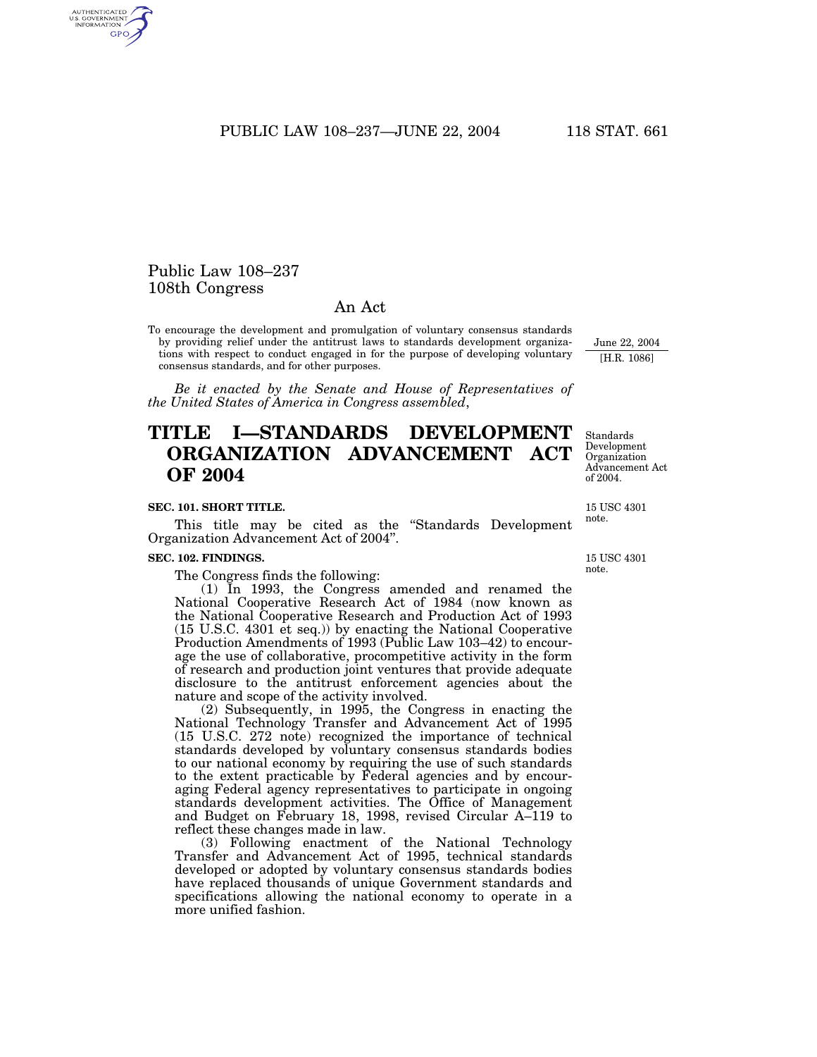# Public Law 108–237
# 108th Congress

## An Act

To encourage the development and promulgation of voluntary consensus standards by providing relief under the antitrust laws to standards development organizations with respect to conduct engaged in for the purpose of developing voluntary consensus standards, and for other purposes.

June 22, 2004
[H.R. 1086]

*Be it enacted by the Senate and House of Representatives of the United States of America in Congress assembled*,

# TITLE I—STANDARDS DEVELOPMENT ORGANIZATION ADVANCEMENT ACT OF 2004

Standards Development Organization Advancement Act of 2004.

### SEC. 101. SHORT TITLE.

15 USC 4301 note.

This title may be cited as the "Standards Development Organization Advancement Act of 2004".

### SEC. 102. FINDINGS.

15 USC 4301 note.

The Congress finds the following:

(1) In 1993, the Congress amended and renamed the National Cooperative Research Act of 1984 (now known as the National Cooperative Research and Production Act of 1993 (15 U.S.C. 4301 et seq.)) by enacting the National Cooperative Production Amendments of 1993 (Public Law 103–42) to encourage the use of collaborative, procompetitive activity in the form of research and production joint ventures that provide adequate disclosure to the antitrust enforcement agencies about the nature and scope of the activity involved.

(2) Subsequently, in 1995, the Congress in enacting the National Technology Transfer and Advancement Act of 1995 (15 U.S.C. 272 note) recognized the importance of technical standards developed by voluntary consensus standards bodies to our national economy by requiring the use of such standards to the extent practicable by Federal agencies and by encouraging Federal agency representatives to participate in ongoing standards development activities. The Office of Management and Budget on February 18, 1998, revised Circular A–119 to reflect these changes made in law.

(3) Following enactment of the National Technology Transfer and Advancement Act of 1995, technical standards developed or adopted by voluntary consensus standards bodies have replaced thousands of unique Government standards and specifications allowing the national economy to operate in a more unified fashion.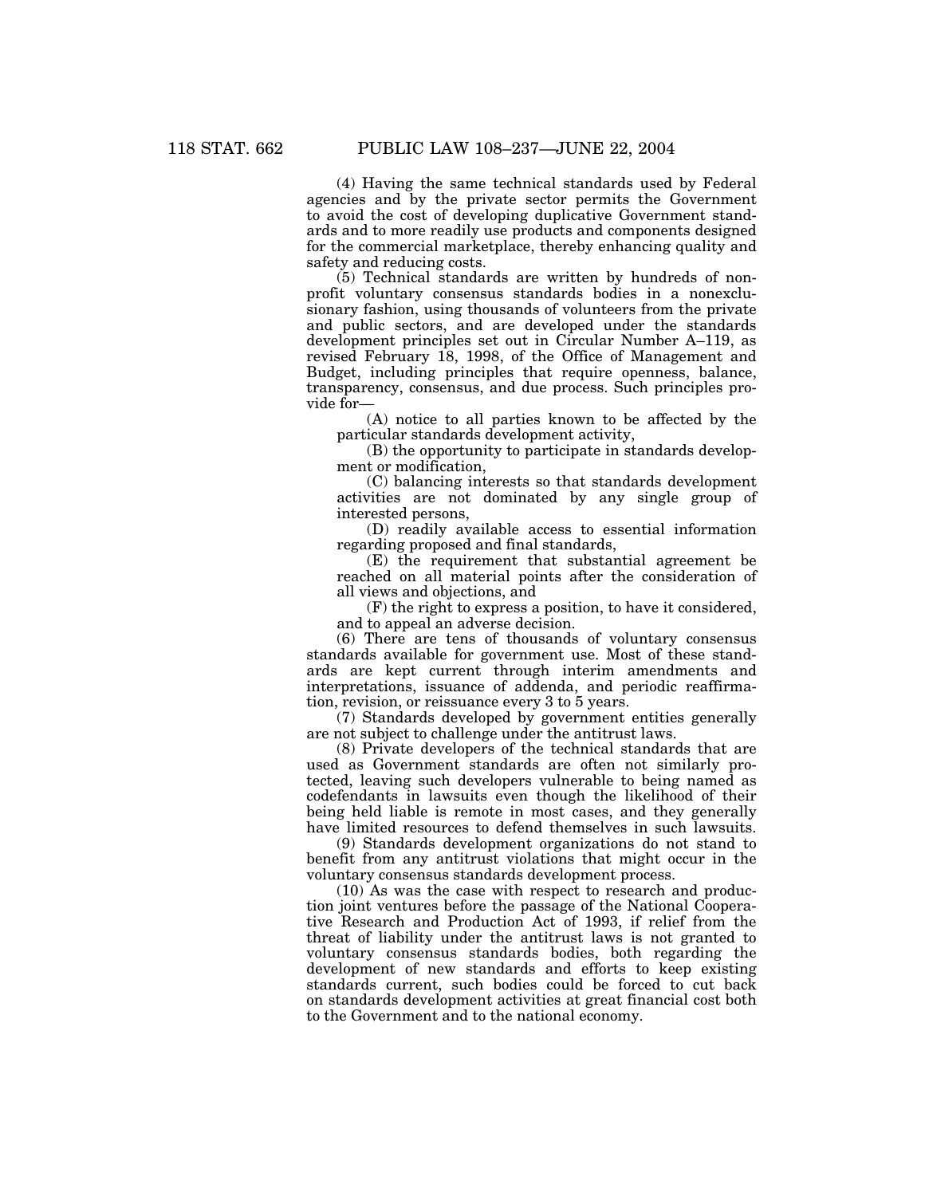(4) Having the same technical standards used by Federal agencies and by the private sector permits the Government to avoid the cost of developing duplicative Government standards and to more readily use products and components designed for the commercial marketplace, thereby enhancing quality and safety and reducing costs.

(5) Technical standards are written by hundreds of non-profit voluntary consensus standards bodies in a nonexclusionary fashion, using thousands of volunteers from the private and public sectors, and are developed under the standards development principles set out in Circular Number A–119, as revised February 18, 1998, of the Office of Management and Budget, including principles that require openness, balance, transparency, consensus, and due process. Such principles provide for—

(A) notice to all parties known to be affected by the particular standards development activity,

(B) the opportunity to participate in standards development or modification,

(C) balancing interests so that standards development activities are not dominated by any single group of interested persons,

(D) readily available access to essential information regarding proposed and final standards,

(E) the requirement that substantial agreement be reached on all material points after the consideration of all views and objections, and

(F) the right to express a position, to have it considered, and to appeal an adverse decision.

(6) There are tens of thousands of voluntary consensus standards available for government use. Most of these standards are kept current through interim amendments and interpretations, issuance of addenda, and periodic reaffirmation, revision, or reissuance every 3 to 5 years.

(7) Standards developed by government entities generally are not subject to challenge under the antitrust laws.

(8) Private developers of the technical standards that are used as Government standards are often not similarly protected, leaving such developers vulnerable to being named as codefendants in lawsuits even though the likelihood of their being held liable is remote in most cases, and they generally have limited resources to defend themselves in such lawsuits.

(9) Standards development organizations do not stand to benefit from any antitrust violations that might occur in the voluntary consensus standards development process.

(10) As was the case with respect to research and production joint ventures before the passage of the National Cooperative Research and Production Act of 1993, if relief from the threat of liability under the antitrust laws is not granted to voluntary consensus standards bodies, both regarding the development of new standards and efforts to keep existing standards current, such bodies could be forced to cut back on standards development activities at great financial cost both to the Government and to the national economy.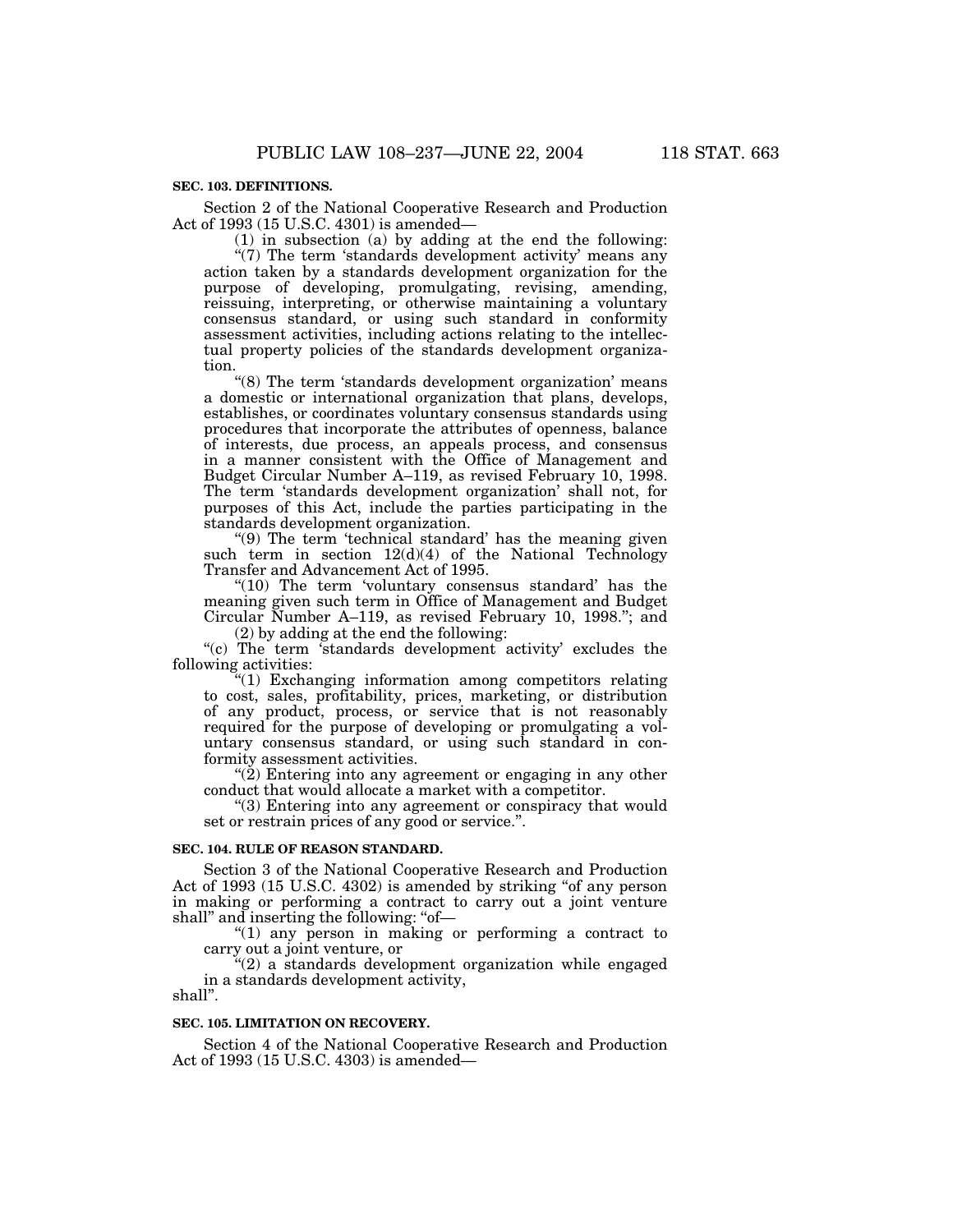**SEC. 103. DEFINITIONS.**

Section 2 of the National Cooperative Research and Production Act of 1993 (15 U.S.C. 4301) is amended—

(1) in subsection (a) by adding at the end the following:

"(7) The term 'standards development activity' means any action taken by a standards development organization for the purpose of developing, promulgating, revising, amending, reissuing, interpreting, or otherwise maintaining a voluntary consensus standard, or using such standard in conformity assessment activities, including actions relating to the intellectual property policies of the standards development organization.

"(8) The term 'standards development organization' means a domestic or international organization that plans, develops, establishes, or coordinates voluntary consensus standards using procedures that incorporate the attributes of openness, balance of interests, due process, an appeals process, and consensus in a manner consistent with the Office of Management and Budget Circular Number A–119, as revised February 10, 1998. The term 'standards development organization' shall not, for purposes of this Act, include the parties participating in the standards development organization.

"(9) The term 'technical standard' has the meaning given such term in section 12(d)(4) of the National Technology Transfer and Advancement Act of 1995.

"(10) The term 'voluntary consensus standard' has the meaning given such term in Office of Management and Budget Circular Number A–119, as revised February 10, 1998."; and

(2) by adding at the end the following:

"(c) The term 'standards development activity' excludes the following activities:

"(1) Exchanging information among competitors relating to cost, sales, profitability, prices, marketing, or distribution of any product, process, or service that is not reasonably required for the purpose of developing or promulgating a voluntary consensus standard, or using such standard in conformity assessment activities.

"(2) Entering into any agreement or engaging in any other conduct that would allocate a market with a competitor.

"(3) Entering into any agreement or conspiracy that would set or restrain prices of any good or service.".

**SEC. 104. RULE OF REASON STANDARD.**

Section 3 of the National Cooperative Research and Production Act of 1993 (15 U.S.C. 4302) is amended by striking "of any person in making or performing a contract to carry out a joint venture shall" and inserting the following: "of—

"(1) any person in making or performing a contract to carry out a joint venture, or

"(2) a standards development organization while engaged in a standards development activity,

shall".

**SEC. 105. LIMITATION ON RECOVERY.**

Section 4 of the National Cooperative Research and Production Act of 1993 (15 U.S.C. 4303) is amended—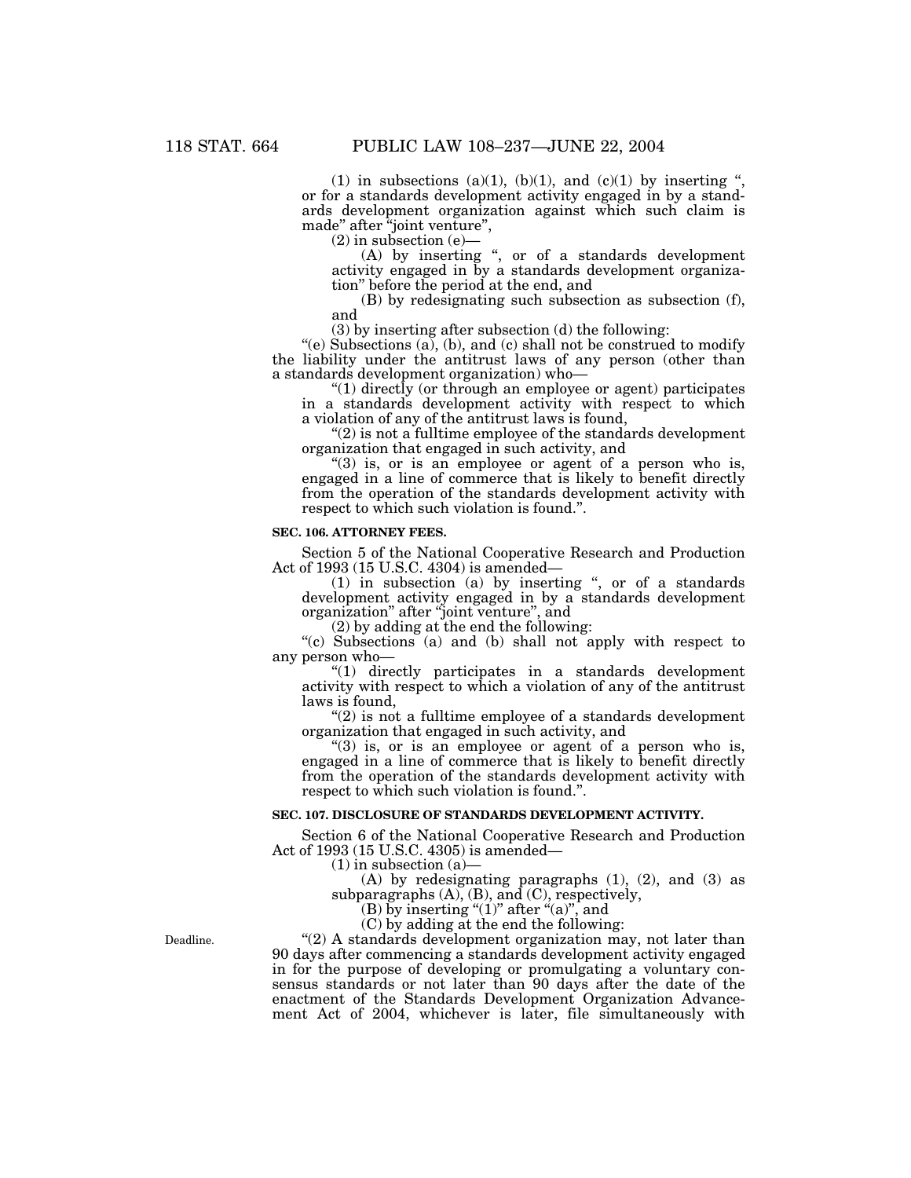(1) in subsections (a)(1), (b)(1), and (c)(1) by inserting ", or for a standards development activity engaged in by a standards development organization against which such claim is made" after "joint venture",

(2) in subsection (e)—

(A) by inserting ", or of a standards development activity engaged in by a standards development organization" before the period at the end, and

(B) by redesignating such subsection as subsection (f), and

(3) by inserting after subsection (d) the following:

"(e) Subsections (a), (b), and (c) shall not be construed to modify the liability under the antitrust laws of any person (other than a standards development organization) who—

"(1) directly (or through an employee or agent) participates in a standards development activity with respect to which a violation of any of the antitrust laws is found,

"(2) is not a fulltime employee of the standards development organization that engaged in such activity, and

"(3) is, or is an employee or agent of a person who is, engaged in a line of commerce that is likely to benefit directly from the operation of the standards development activity with respect to which such violation is found.".

**SEC. 106. ATTORNEY FEES.**

Section 5 of the National Cooperative Research and Production Act of 1993 (15 U.S.C. 4304) is amended—

(1) in subsection (a) by inserting ", or of a standards development activity engaged in by a standards development organization" after "joint venture", and

(2) by adding at the end the following:

"(c) Subsections (a) and (b) shall not apply with respect to any person who—

"(1) directly participates in a standards development activity with respect to which a violation of any of the antitrust laws is found,

"(2) is not a fulltime employee of a standards development organization that engaged in such activity, and

"(3) is, or is an employee or agent of a person who is, engaged in a line of commerce that is likely to benefit directly from the operation of the standards development activity with respect to which such violation is found.".

**SEC. 107. DISCLOSURE OF STANDARDS DEVELOPMENT ACTIVITY.**

Section 6 of the National Cooperative Research and Production Act of 1993 (15 U.S.C. 4305) is amended—

(1) in subsection (a)—

(A) by redesignating paragraphs (1), (2), and (3) as subparagraphs (A), (B), and (C), respectively,

(B) by inserting "(1)" after "(a)", and

(C) by adding at the end the following:

Deadline.

"(2) A standards development organization may, not later than 90 days after commencing a standards development activity engaged in for the purpose of developing or promulgating a voluntary consensus standards or not later than 90 days after the date of the enactment of the Standards Development Organization Advancement Act of 2004, whichever is later, file simultaneously with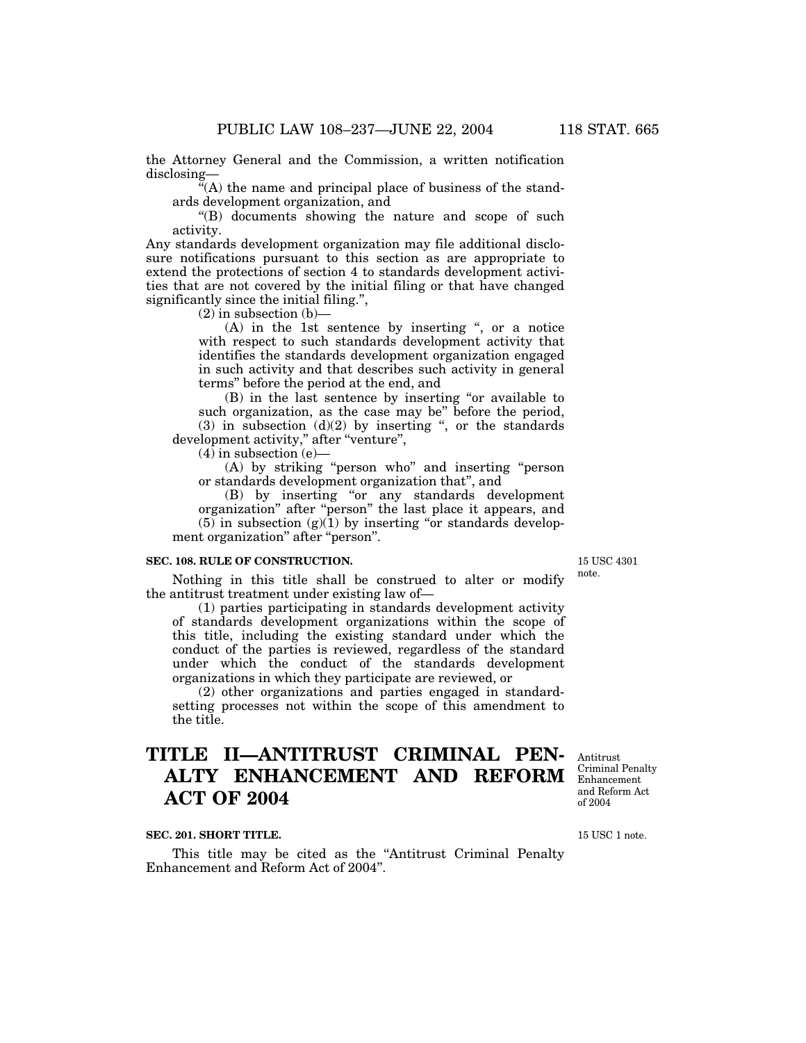the Attorney General and the Commission, a written notification disclosing—

"(A) the name and principal place of business of the standards development organization, and

"(B) documents showing the nature and scope of such activity.

Any standards development organization may file additional disclosure notifications pursuant to this section as are appropriate to extend the protections of section 4 to standards development activities that are not covered by the initial filing or that have changed significantly since the initial filing.",

(2) in subsection (b)—

(A) in the 1st sentence by inserting ", or a notice with respect to such standards development activity that identifies the standards development organization engaged in such activity and that describes such activity in general terms" before the period at the end, and

(B) in the last sentence by inserting "or available to such organization, as the case may be" before the period,

(3) in subsection (d)(2) by inserting ", or the standards development activity," after "venture",

(4) in subsection (e)—

(A) by striking "person who" and inserting "person or standards development organization that", and

(B) by inserting "or any standards development organization" after "person" the last place it appears, and

(5) in subsection (g)(1) by inserting "or standards development organization" after "person".

**SEC. 108. RULE OF CONSTRUCTION.**

15 USC 4301 note.

Nothing in this title shall be construed to alter or modify the antitrust treatment under existing law of—

(1) parties participating in standards development activity of standards development organizations within the scope of this title, including the existing standard under which the conduct of the parties is reviewed, regardless of the standard under which the conduct of the standards development organizations in which they participate are reviewed, or

(2) other organizations and parties engaged in standard-setting processes not within the scope of this amendment to the title.

# TITLE II—ANTITRUST CRIMINAL PENALTY ENHANCEMENT AND REFORM ACT OF 2004

Antitrust Criminal Penalty Enhancement and Reform Act of 2004

**SEC. 201. SHORT TITLE.**

15 USC 1 note.

This title may be cited as the "Antitrust Criminal Penalty Enhancement and Reform Act of 2004".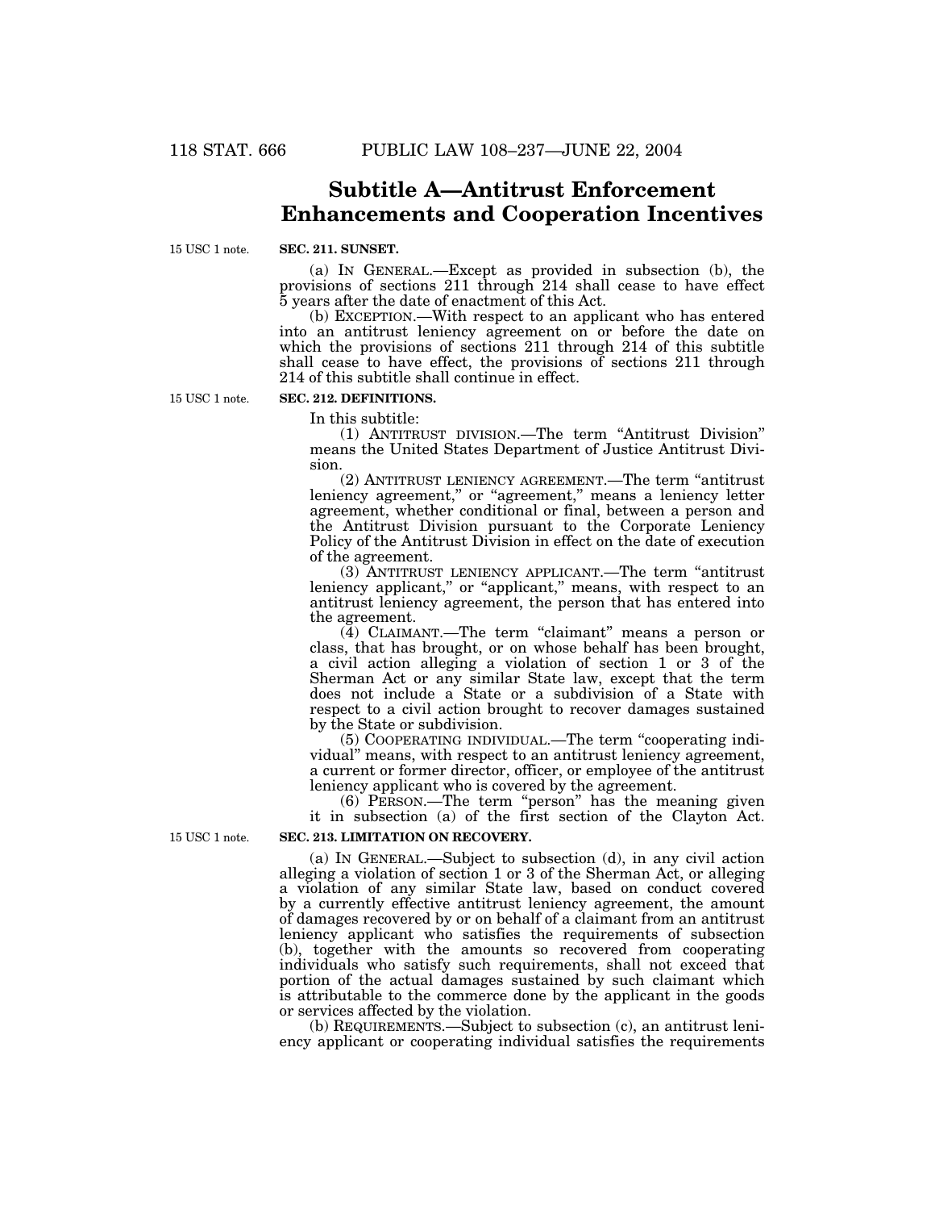## Subtitle A—Antitrust Enforcement Enhancements and Cooperation Incentives

15 USC 1 note.

**SEC. 211. SUNSET.**

(a) IN GENERAL.—Except as provided in subsection (b), the provisions of sections 211 through 214 shall cease to have effect 5 years after the date of enactment of this Act.

(b) EXCEPTION.—With respect to an applicant who has entered into an antitrust leniency agreement on or before the date on which the provisions of sections 211 through 214 of this subtitle shall cease to have effect, the provisions of sections 211 through 214 of this subtitle shall continue in effect.

15 USC 1 note.

**SEC. 212. DEFINITIONS.**

In this subtitle:

(1) ANTITRUST DIVISION.—The term "Antitrust Division" means the United States Department of Justice Antitrust Division.

(2) ANTITRUST LENIENCY AGREEMENT.—The term "antitrust leniency agreement," or "agreement," means a leniency letter agreement, whether conditional or final, between a person and the Antitrust Division pursuant to the Corporate Leniency Policy of the Antitrust Division in effect on the date of execution of the agreement.

(3) ANTITRUST LENIENCY APPLICANT.—The term "antitrust leniency applicant," or "applicant," means, with respect to an antitrust leniency agreement, the person that has entered into the agreement.

(4) CLAIMANT.—The term "claimant" means a person or class, that has brought, or on whose behalf has been brought, a civil action alleging a violation of section 1 or 3 of the Sherman Act or any similar State law, except that the term does not include a State or a subdivision of a State with respect to a civil action brought to recover damages sustained by the State or subdivision.

(5) COOPERATING INDIVIDUAL.—The term "cooperating individual" means, with respect to an antitrust leniency agreement, a current or former director, officer, or employee of the antitrust leniency applicant who is covered by the agreement.

(6) PERSON.—The term "person" has the meaning given it in subsection (a) of the first section of the Clayton Act.

15 USC 1 note.

**SEC. 213. LIMITATION ON RECOVERY.**

(a) IN GENERAL.—Subject to subsection (d), in any civil action alleging a violation of section 1 or 3 of the Sherman Act, or alleging a violation of any similar State law, based on conduct covered by a currently effective antitrust leniency agreement, the amount of damages recovered by or on behalf of a claimant from an antitrust leniency applicant who satisfies the requirements of subsection (b), together with the amounts so recovered from cooperating individuals who satisfy such requirements, shall not exceed that portion of the actual damages sustained by such claimant which is attributable to the commerce done by the applicant in the goods or services affected by the violation.

(b) REQUIREMENTS.—Subject to subsection (c), an antitrust leniency applicant or cooperating individual satisfies the requirements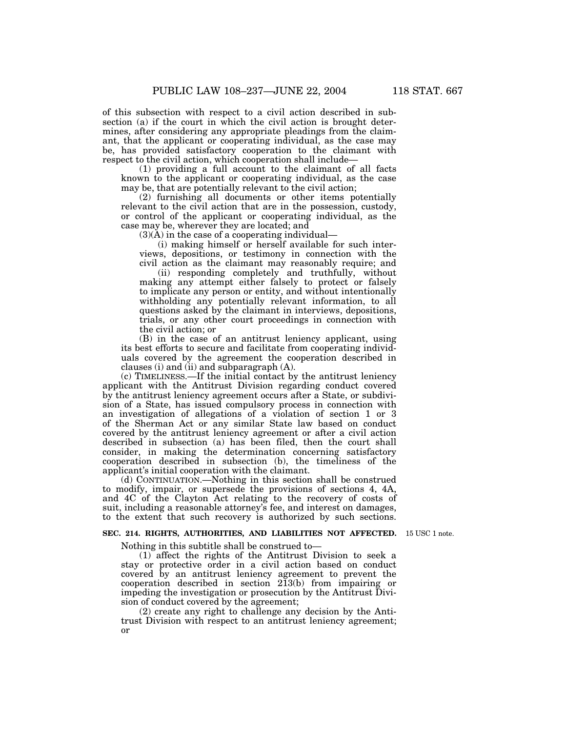of this subsection with respect to a civil action described in subsection (a) if the court in which the civil action is brought determines, after considering any appropriate pleadings from the claimant, that the applicant or cooperating individual, as the case may be, has provided satisfactory cooperation to the claimant with respect to the civil action, which cooperation shall include—

(1) providing a full account to the claimant of all facts known to the applicant or cooperating individual, as the case may be, that are potentially relevant to the civil action;

(2) furnishing all documents or other items potentially relevant to the civil action that are in the possession, custody, or control of the applicant or cooperating individual, as the case may be, wherever they are located; and

(3)(A) in the case of a cooperating individual—

(i) making himself or herself available for such interviews, depositions, or testimony in connection with the civil action as the claimant may reasonably require; and

(ii) responding completely and truthfully, without making any attempt either falsely to protect or falsely to implicate any person or entity, and without intentionally withholding any potentially relevant information, to all questions asked by the claimant in interviews, depositions, trials, or any other court proceedings in connection with the civil action; or

(B) in the case of an antitrust leniency applicant, using its best efforts to secure and facilitate from cooperating individuals covered by the agreement the cooperation described in clauses (i) and (ii) and subparagraph (A).

(c) TIMELINESS.—If the initial contact by the antitrust leniency applicant with the Antitrust Division regarding conduct covered by the antitrust leniency agreement occurs after a State, or subdivision of a State, has issued compulsory process in connection with an investigation of allegations of a violation of section 1 or 3 of the Sherman Act or any similar State law based on conduct covered by the antitrust leniency agreement or after a civil action described in subsection (a) has been filed, then the court shall consider, in making the determination concerning satisfactory cooperation described in subsection (b), the timeliness of the applicant's initial cooperation with the claimant.

(d) CONTINUATION.—Nothing in this section shall be construed to modify, impair, or supersede the provisions of sections 4, 4A, and 4C of the Clayton Act relating to the recovery of costs of suit, including a reasonable attorney's fee, and interest on damages, to the extent that such recovery is authorized by such sections.

**SEC. 214. RIGHTS, AUTHORITIES, AND LIABILITIES NOT AFFECTED.**

15 USC 1 note.

Nothing in this subtitle shall be construed to—

(1) affect the rights of the Antitrust Division to seek a stay or protective order in a civil action based on conduct covered by an antitrust leniency agreement to prevent the cooperation described in section 213(b) from impairing or impeding the investigation or prosecution by the Antitrust Division of conduct covered by the agreement;

(2) create any right to challenge any decision by the Antitrust Division with respect to an antitrust leniency agreement; or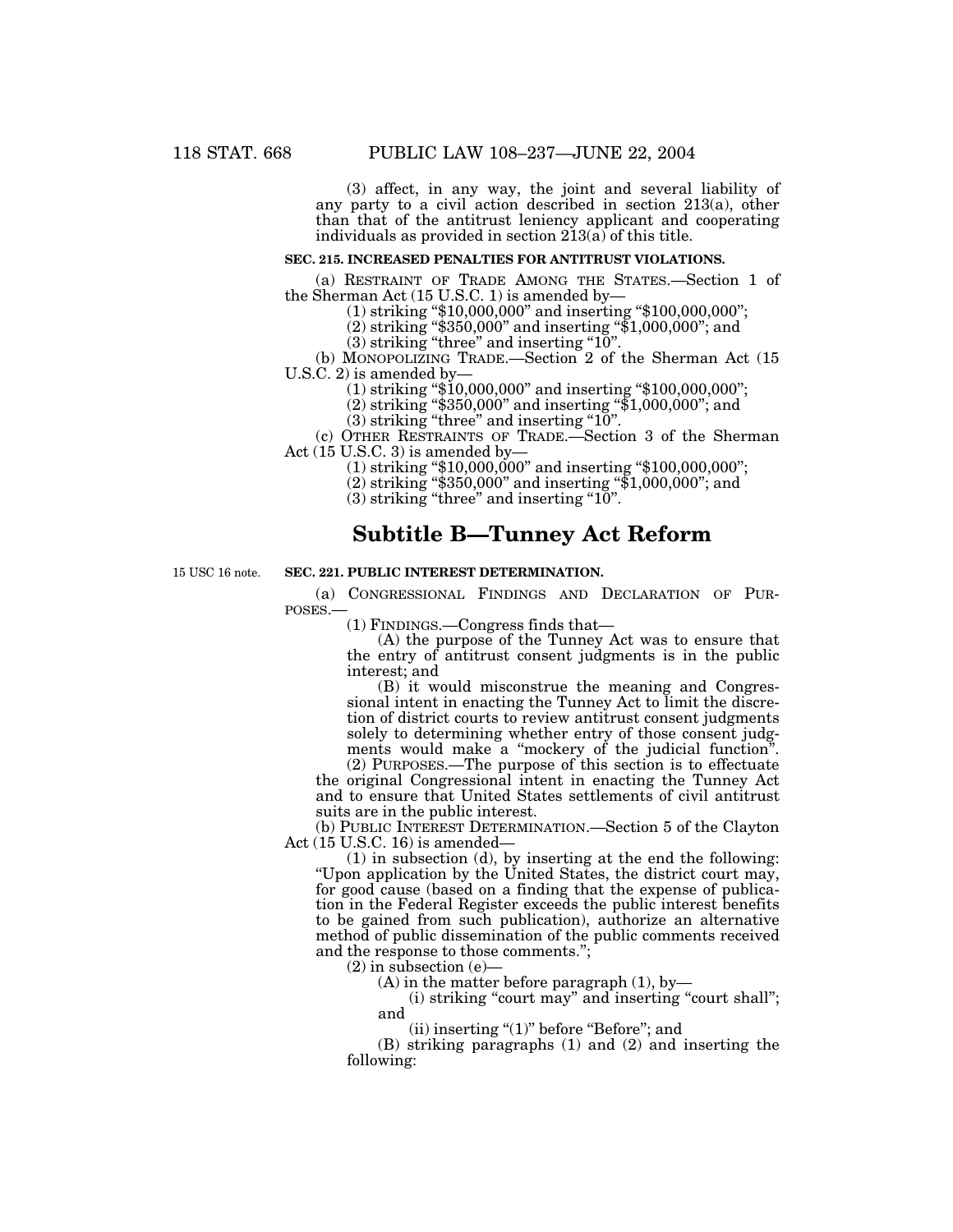(3) affect, in any way, the joint and several liability of any party to a civil action described in section 213(a), other than that of the antitrust leniency applicant and cooperating individuals as provided in section 213(a) of this title.

**SEC. 215. INCREASED PENALTIES FOR ANTITRUST VIOLATIONS.**

(a) RESTRAINT OF TRADE AMONG THE STATES.—Section 1 of the Sherman Act (15 U.S.C. 1) is amended by—

(1) striking "$10,000,000" and inserting "$100,000,000";

(2) striking "$350,000" and inserting "$1,000,000"; and

(3) striking "three" and inserting "10".

(b) MONOPOLIZING TRADE.—Section 2 of the Sherman Act (15 U.S.C. 2) is amended by—

(1) striking "$10,000,000" and inserting "$100,000,000";

(2) striking "$350,000" and inserting "$1,000,000"; and

(3) striking "three" and inserting "10".

(c) OTHER RESTRAINTS OF TRADE.—Section 3 of the Sherman Act (15 U.S.C. 3) is amended by—

(1) striking "$10,000,000" and inserting "$100,000,000";

(2) striking "$350,000" and inserting "$1,000,000"; and

(3) striking "three" and inserting "10".

## Subtitle B—Tunney Act Reform

15 USC 16 note.

**SEC. 221. PUBLIC INTEREST DETERMINATION.**

(a) CONGRESSIONAL FINDINGS AND DECLARATION OF PURPOSES.—

(1) FINDINGS.—Congress finds that—

(A) the purpose of the Tunney Act was to ensure that the entry of antitrust consent judgments is in the public interest; and

(B) it would misconstrue the meaning and Congressional intent in enacting the Tunney Act to limit the discretion of district courts to review antitrust consent judgments solely to determining whether entry of those consent judgments would make a "mockery of the judicial function".

(2) PURPOSES.—The purpose of this section is to effectuate the original Congressional intent in enacting the Tunney Act and to ensure that United States settlements of civil antitrust suits are in the public interest.

(b) PUBLIC INTEREST DETERMINATION.—Section 5 of the Clayton Act (15 U.S.C. 16) is amended—

(1) in subsection (d), by inserting at the end the following: "Upon application by the United States, the district court may, for good cause (based on a finding that the expense of publication in the Federal Register exceeds the public interest benefits to be gained from such publication), authorize an alternative method of public dissemination of the public comments received and the response to those comments.";

(2) in subsection (e)—

(A) in the matter before paragraph (1), by—

(i) striking "court may" and inserting "court shall"; and

(ii) inserting "(1)" before "Before"; and

(B) striking paragraphs (1) and (2) and inserting the following: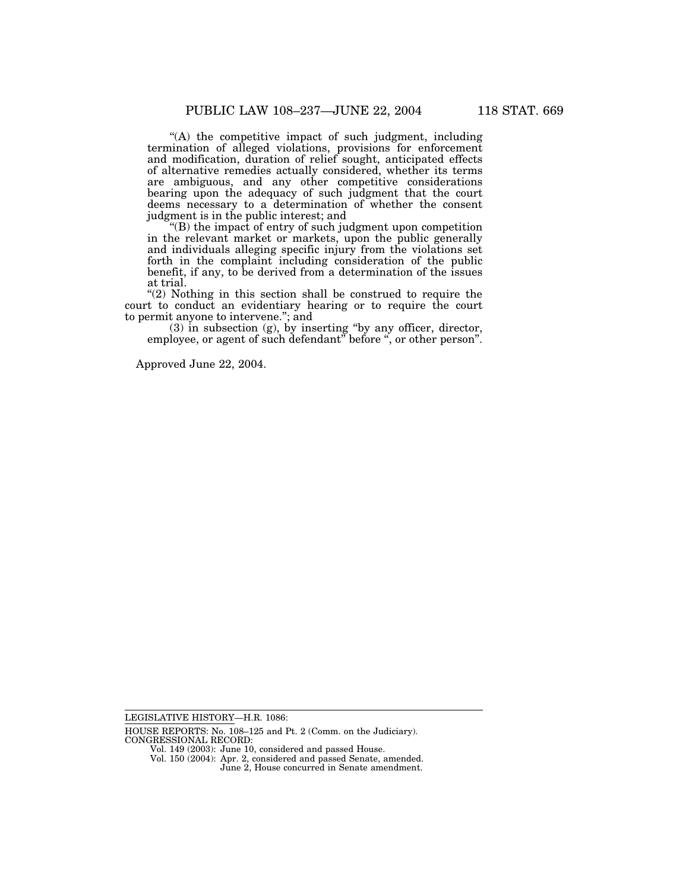"(A) the competitive impact of such judgment, including termination of alleged violations, provisions for enforcement and modification, duration of relief sought, anticipated effects of alternative remedies actually considered, whether its terms are ambiguous, and any other competitive considerations bearing upon the adequacy of such judgment that the court deems necessary to a determination of whether the consent judgment is in the public interest; and

"(B) the impact of entry of such judgment upon competition in the relevant market or markets, upon the public generally and individuals alleging specific injury from the violations set forth in the complaint including consideration of the public benefit, if any, to be derived from a determination of the issues at trial.

"(2) Nothing in this section shall be construed to require the court to conduct an evidentiary hearing or to require the court to permit anyone to intervene."; and

(3) in subsection (g), by inserting "by any officer, director, employee, or agent of such defendant" before ", or other person".

Approved June 22, 2004.

---

LEGISLATIVE HISTORY—H.R. 1086:

HOUSE REPORTS: No. 108–125 and Pt. 2 (Comm. on the Judiciary).
CONGRESSIONAL RECORD:
Vol. 149 (2003): June 10, considered and passed House.
Vol. 150 (2004): Apr. 2, considered and passed Senate, amended.
June 2, House concurred in Senate amendment.